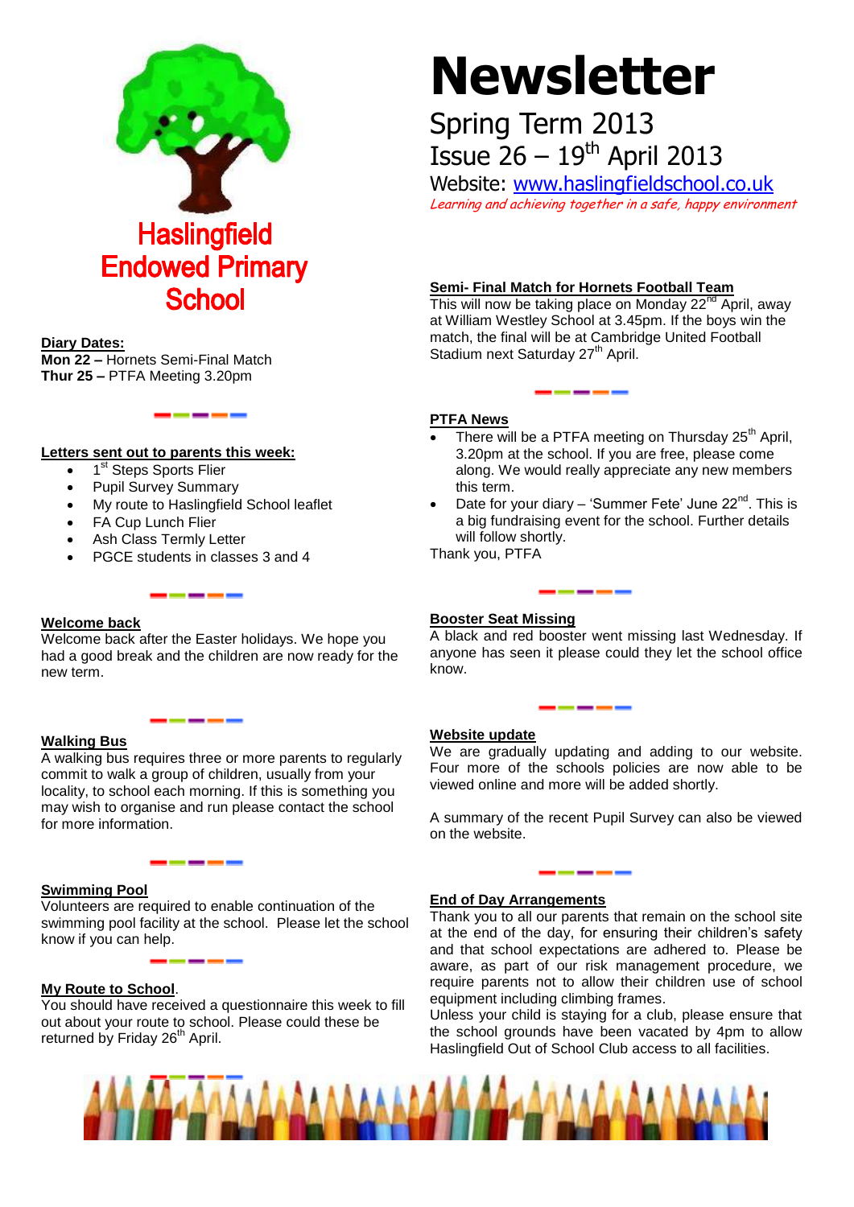# Newsletter

## Spring Term 2013

## Issue 26 – 19th April 2013

Website: [www.haslingfieldschool.co.uk](http://www.haslingfieldschool.co.uk)

*Learning and achieving together in a safe, happy environment*

**Haslingfield Endowed Primary School**

**Diary Dates:**

**Mon 22 –** Hornets Semi-Final Match

**Thur 25 –** PTFA Meeting 3.20pm

**Letters sent out to parents this week:**

- 1st Steps Sports Flier
- Pupil Survey Summary
- My route to Haslingfield School leaflet
- FA Cup Lunch Flier
- Ash Class Termly Letter
- PGCE students in classes 3 and 4

**Welcome back**

Welcome back after the Easter holidays. We hope you had a good break and the children are now ready for the new term.

**Walking Bus**

A walking bus requires three or more parents to regularly commit to walk a group of children, usually from your locality, to school each morning. If this is something you may wish to organise and run please contact the school for more information.

**Swimming Pool**

Volunteers are required to enable continuation of the swimming pool facility at the school. Please let the school know if you can help.

**My Route to School**.

You should have received a questionnaire this week to fill out about your route to school. Please could these be returned by Friday 26th April.

**Semi- Final Match for Hornets Football Team**

This will now be taking place on Monday 22nd April, away at William Westley School at 3.45pm. If the boys win the match, the final will be at Cambridge United Football Stadium next Saturday 27th April.

**PTFA News**

- There will be a PTFA meeting on Thursday 25th April, 3.20pm at the school. If you are free, please come along. We would really appreciate any new members this term.
- Date for your diary – 'Summer Fete' June 22nd. This is a big fundraising event for the school. Further details will follow shortly.

Thank you, PTFA

**Booster Seat Missing**

A black and red booster went missing last Wednesday. If anyone has seen it please could they let the school office know.

**Website update**

We are gradually updating and adding to our website. Four more of the schools policies are now able to be viewed online and more will be added shortly.

A summary of the recent Pupil Survey can also be viewed on the website.

**End of Day Arrangements**

Thank you to all our parents that remain on the school site at the end of the day, for ensuring their children's safety and that school expectations are adhered to. Please be aware, as part of our risk management procedure, we require parents not to allow their children use of school equipment including climbing frames.

Unless your child is staying for a club, please ensure that the school grounds have been vacated by 4pm to allow Haslingfield Out of School Club access to all facilities.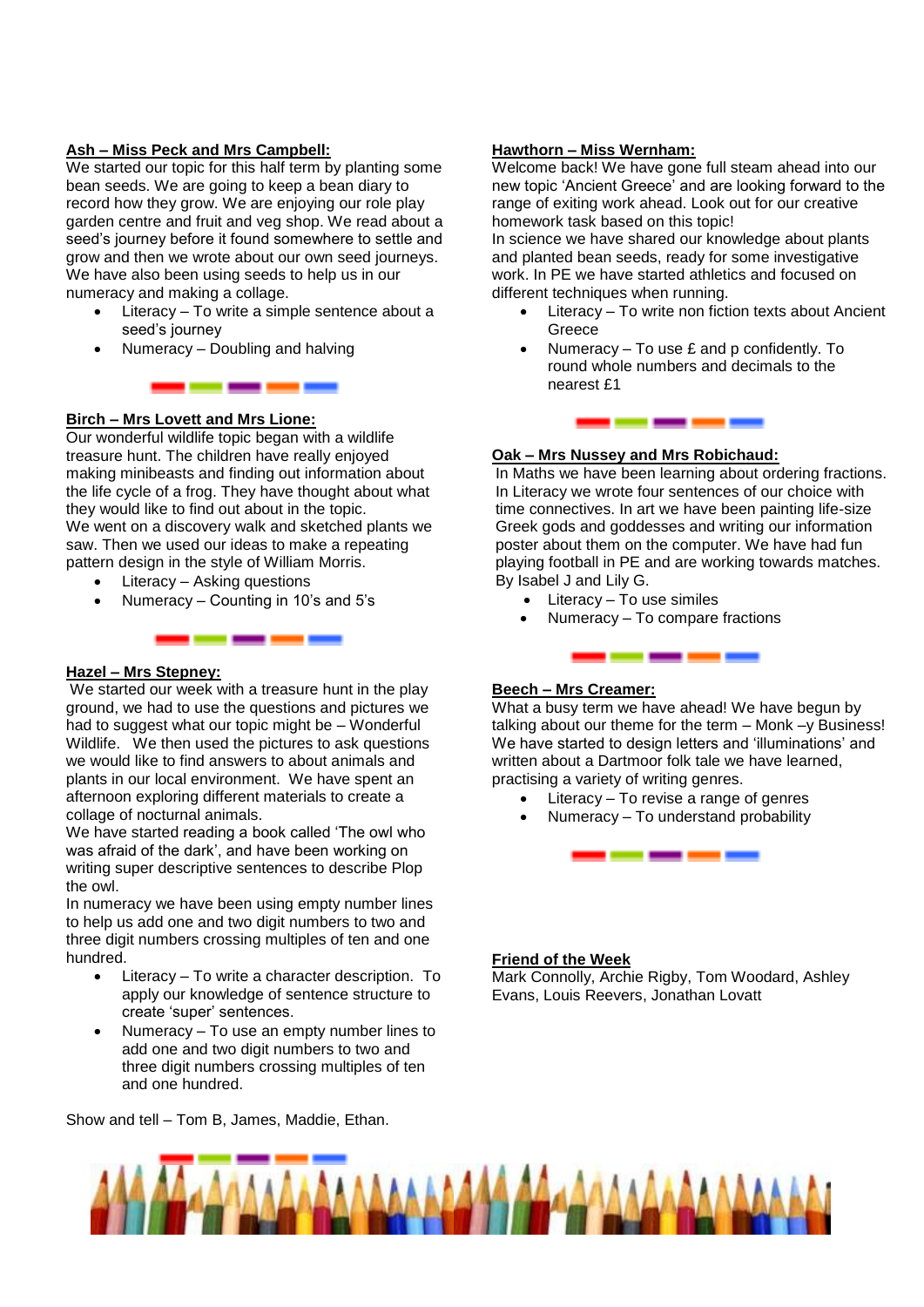**Ash – Miss Peck and Mrs Campbell:**

We started our topic for this half term by planting some bean seeds. We are going to keep a bean diary to record how they grow. We are enjoying our role play garden centre and fruit and veg shop. We read about a seed's journey before it found somewhere to settle and grow and then we wrote about our own seed journeys. We have also been using seeds to help us in our numeracy and making a collage.

- Literacy – To write a simple sentence about a seed's journey
- Numeracy – Doubling and halving

**Birch – Mrs Lovett and Mrs Lione:**

Our wonderful wildlife topic began with a wildlife treasure hunt. The children have really enjoyed making minibeasts and finding out information about the life cycle of a frog. They have thought about what they would like to find out about in the topic.
We went on a discovery walk and sketched plants we saw. Then we used our ideas to make a repeating pattern design in the style of William Morris.

- Literacy – Asking questions
- Numeracy – Counting in 10's and 5's

**Hazel – Mrs Stepney:**

We started our week with a treasure hunt in the play ground, we had to use the questions and pictures we had to suggest what our topic might be – Wonderful Wildlife. We then used the pictures to ask questions we would like to find answers to about animals and plants in our local environment. We have spent an afternoon exploring different materials to create a collage of nocturnal animals.
We have started reading a book called 'The owl who was afraid of the dark', and have been working on writing super descriptive sentences to describe Plop the owl.
In numeracy we have been using empty number lines to help us add one and two digit numbers to two and three digit numbers crossing multiples of ten and one hundred.

- Literacy – To write a character description. To apply our knowledge of sentence structure to create 'super' sentences.
- Numeracy – To use an empty number lines to add one and two digit numbers to two and three digit numbers crossing multiples of ten and one hundred.

Show and tell – Tom B, James, Maddie, Ethan.

**Hawthorn – Miss Wernham:**

Welcome back! We have gone full steam ahead into our new topic 'Ancient Greece' and are looking forward to the range of exiting work ahead. Look out for our creative homework task based on this topic!
In science we have shared our knowledge about plants and planted bean seeds, ready for some investigative work. In PE we have started athletics and focused on different techniques when running.

- Literacy – To write non fiction texts about Ancient Greece
- Numeracy – To use £ and p confidently. To round whole numbers and decimals to the nearest £1

**Oak – Mrs Nussey and Mrs Robichaud:**

In Maths we have been learning about ordering fractions. In Literacy we wrote four sentences of our choice with time connectives. In art we have been painting life-size Greek gods and goddesses and writing our information poster about them on the computer. We have had fun playing football in PE and are working towards matches. By Isabel J and Lily G.

- Literacy – To use similes
- Numeracy – To compare fractions

**Beech – Mrs Creamer:**

What a busy term we have ahead! We have begun by talking about our theme for the term – Monk –y Business! We have started to design letters and 'illuminations' and written about a Dartmoor folk tale we have learned, practising a variety of writing genres.

- Literacy – To revise a range of genres
- Numeracy – To understand probability

**Friend of the Week**

Mark Connolly, Archie Rigby, Tom Woodard, Ashley Evans, Louis Reevers, Jonathan Lovatt